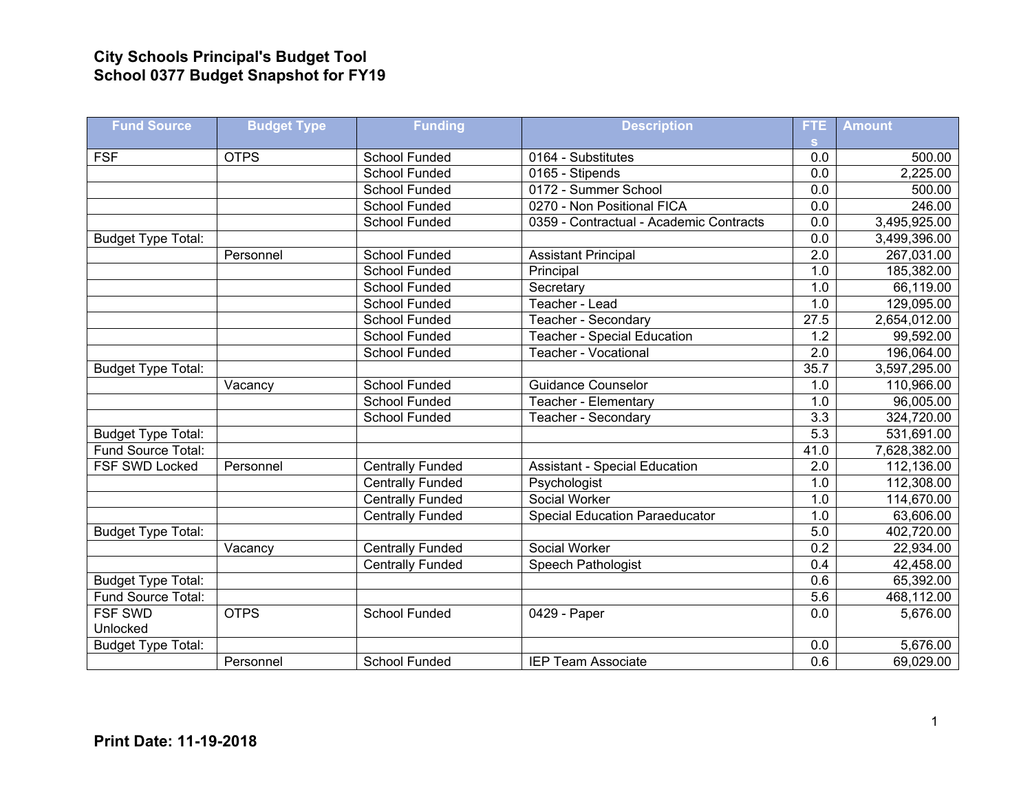# City Schools Principal's Budget Tool
## School 0377 Budget Snapshot for FY19

| Fund Source | Budget Type | Funding | Description | FTEs | Amount |
|---|---|---|---|---|---|
| FSF | OTPS | School Funded | 0164 - Substitutes | 0.0 | 500.00 |
| | | School Funded | 0165 - Stipends | 0.0 | 2,225.00 |
| | | School Funded | 0172 - Summer School | 0.0 | 500.00 |
| | | School Funded | 0270 - Non Positional FICA | 0.0 | 246.00 |
| | | School Funded | 0359 - Contractual - Academic Contracts | 0.0 | 3,495,925.00 |
| Budget Type Total: | | | | 0.0 | 3,499,396.00 |
| | Personnel | School Funded | Assistant Principal | 2.0 | 267,031.00 |
| | | School Funded | Principal | 1.0 | 185,382.00 |
| | | School Funded | Secretary | 1.0 | 66,119.00 |
| | | School Funded | Teacher - Lead | 1.0 | 129,095.00 |
| | | School Funded | Teacher - Secondary | 27.5 | 2,654,012.00 |
| | | School Funded | Teacher - Special Education | 1.2 | 99,592.00 |
| | | School Funded | Teacher - Vocational | 2.0 | 196,064.00 |
| Budget Type Total: | | | | 35.7 | 3,597,295.00 |
| | Vacancy | School Funded | Guidance Counselor | 1.0 | 110,966.00 |
| | | School Funded | Teacher - Elementary | 1.0 | 96,005.00 |
| | | School Funded | Teacher - Secondary | 3.3 | 324,720.00 |
| Budget Type Total: | | | | 5.3 | 531,691.00 |
| Fund Source Total: | | | | 41.0 | 7,628,382.00 |
| FSF SWD Locked | Personnel | Centrally Funded | Assistant - Special Education | 2.0 | 112,136.00 |
| | | Centrally Funded | Psychologist | 1.0 | 112,308.00 |
| | | Centrally Funded | Social Worker | 1.0 | 114,670.00 |
| | | Centrally Funded | Special Education Paraeducator | 1.0 | 63,606.00 |
| Budget Type Total: | | | | 5.0 | 402,720.00 |
| | Vacancy | Centrally Funded | Social Worker | 0.2 | 22,934.00 |
| | | Centrally Funded | Speech Pathologist | 0.4 | 42,458.00 |
| Budget Type Total: | | | | 0.6 | 65,392.00 |
| Fund Source Total: | | | | 5.6 | 468,112.00 |
| FSF SWD Unlocked | OTPS | School Funded | 0429 - Paper | 0.0 | 5,676.00 |
| Budget Type Total: | | | | 0.0 | 5,676.00 |
| | Personnel | School Funded | IEP Team Associate | 0.6 | 69,029.00 |

**Print Date: 11-19-2018**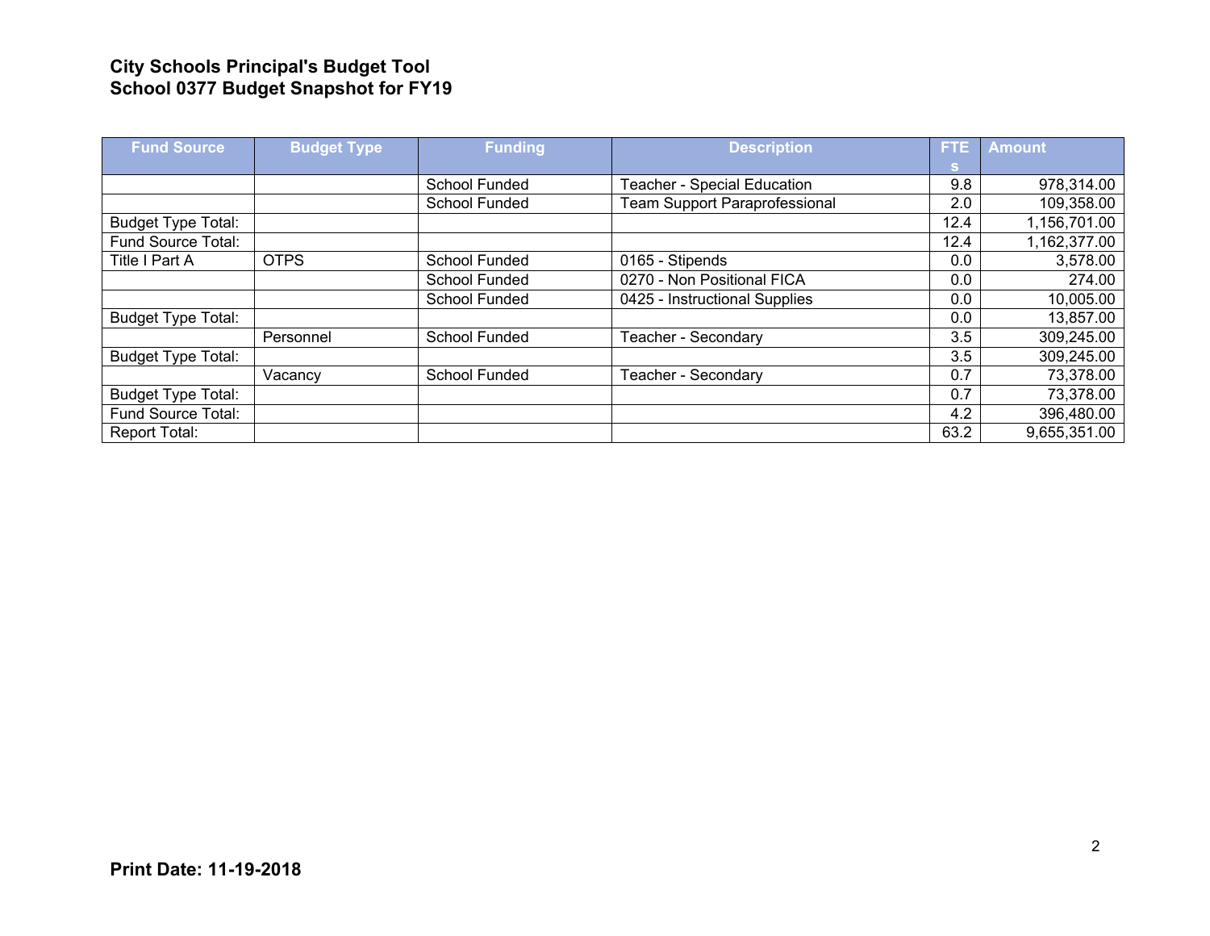**City Schools Principal's Budget Tool**
**School 0377 Budget Snapshot for FY19**

| Fund Source | Budget Type | Funding | Description | FTEs | Amount |
|---|---|---|---|---|---|
| | | School Funded | Teacher - Special Education | 9.8 | 978,314.00 |
| | | School Funded | Team Support Paraprofessional | 2.0 | 109,358.00 |
| Budget Type Total: | | | | 12.4 | 1,156,701.00 |
| Fund Source Total: | | | | 12.4 | 1,162,377.00 |
| Title I Part A | OTPS | School Funded | 0165 - Stipends | 0.0 | 3,578.00 |
| | | School Funded | 0270 - Non Positional FICA | 0.0 | 274.00 |
| | | School Funded | 0425 - Instructional Supplies | 0.0 | 10,005.00 |
| Budget Type Total: | | | | 0.0 | 13,857.00 |
| | Personnel | School Funded | Teacher - Secondary | 3.5 | 309,245.00 |
| Budget Type Total: | | | | 3.5 | 309,245.00 |
| | Vacancy | School Funded | Teacher - Secondary | 0.7 | 73,378.00 |
| Budget Type Total: | | | | 0.7 | 73,378.00 |
| Fund Source Total: | | | | 4.2 | 396,480.00 |
| Report Total: | | | | 63.2 | 9,655,351.00 |

**Print Date: 11-19-2018**